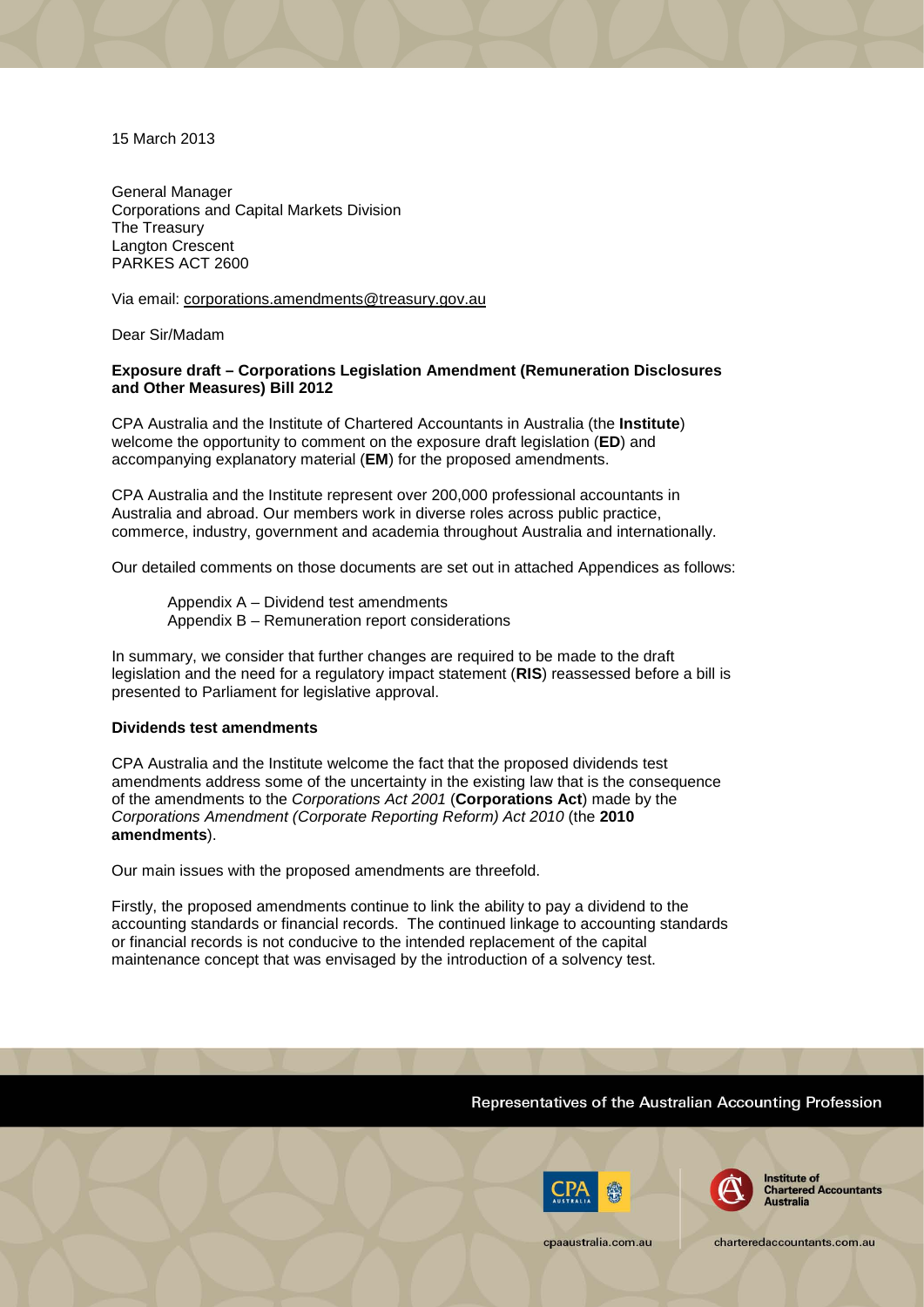15 March 2013

General Manager
Corporations and Capital Markets Division
The Treasury
Langton Crescent
PARKES ACT 2600

Via email: corporations.amendments@treasury.gov.au

Dear Sir/Madam

**Exposure draft – Corporations Legislation Amendment (Remuneration Disclosures and Other Measures) Bill 2012**

CPA Australia and the Institute of Chartered Accountants in Australia (the **Institute**) welcome the opportunity to comment on the exposure draft legislation (**ED**) and accompanying explanatory material (**EM**) for the proposed amendments.

CPA Australia and the Institute represent over 200,000 professional accountants in Australia and abroad. Our members work in diverse roles across public practice, commerce, industry, government and academia throughout Australia and internationally.

Our detailed comments on those documents are set out in attached Appendices as follows:

Appendix A – Dividend test amendments
Appendix B – Remuneration report considerations

In summary, we consider that further changes are required to be made to the draft legislation and the need for a regulatory impact statement (**RIS**) reassessed before a bill is presented to Parliament for legislative approval.

**Dividends test amendments**

CPA Australia and the Institute welcome the fact that the proposed dividends test amendments address some of the uncertainty in the existing law that is the consequence of the amendments to the *Corporations Act 2001* (**Corporations Act**) made by the *Corporations Amendment (Corporate Reporting Reform) Act 2010* (the **2010 amendments**).

Our main issues with the proposed amendments are threefold.

Firstly, the proposed amendments continue to link the ability to pay a dividend to the accounting standards or financial records. The continued linkage to accounting standards or financial records is not conducive to the intended replacement of the capital maintenance concept that was envisaged by the introduction of a solvency test.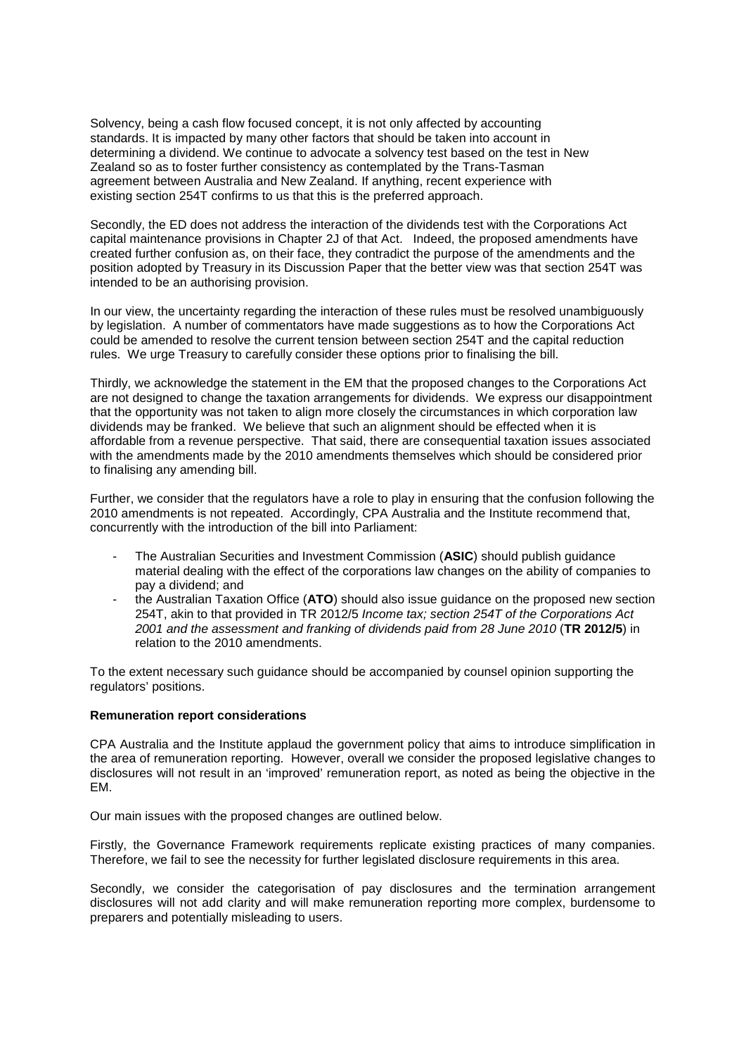Solvency, being a cash flow focused concept, it is not only affected by accounting standards. It is impacted by many other factors that should be taken into account in determining a dividend. We continue to advocate a solvency test based on the test in New Zealand so as to foster further consistency as contemplated by the Trans-Tasman agreement between Australia and New Zealand. If anything, recent experience with existing section 254T confirms to us that this is the preferred approach.

Secondly, the ED does not address the interaction of the dividends test with the Corporations Act capital maintenance provisions in Chapter 2J of that Act. Indeed, the proposed amendments have created further confusion as, on their face, they contradict the purpose of the amendments and the position adopted by Treasury in its Discussion Paper that the better view was that section 254T was intended to be an authorising provision.

In our view, the uncertainty regarding the interaction of these rules must be resolved unambiguously by legislation. A number of commentators have made suggestions as to how the Corporations Act could be amended to resolve the current tension between section 254T and the capital reduction rules. We urge Treasury to carefully consider these options prior to finalising the bill.

Thirdly, we acknowledge the statement in the EM that the proposed changes to the Corporations Act are not designed to change the taxation arrangements for dividends. We express our disappointment that the opportunity was not taken to align more closely the circumstances in which corporation law dividends may be franked. We believe that such an alignment should be effected when it is affordable from a revenue perspective. That said, there are consequential taxation issues associated with the amendments made by the 2010 amendments themselves which should be considered prior to finalising any amending bill.

Further, we consider that the regulators have a role to play in ensuring that the confusion following the 2010 amendments is not repeated. Accordingly, CPA Australia and the Institute recommend that, concurrently with the introduction of the bill into Parliament:

- The Australian Securities and Investment Commission (**ASIC**) should publish guidance material dealing with the effect of the corporations law changes on the ability of companies to pay a dividend; and
- the Australian Taxation Office (**ATO**) should also issue guidance on the proposed new section 254T, akin to that provided in TR 2012/5 *Income tax; section 254T of the Corporations Act 2001 and the assessment and franking of dividends paid from 28 June 2010* (**TR 2012/5**) in relation to the 2010 amendments.

To the extent necessary such guidance should be accompanied by counsel opinion supporting the regulators' positions.

**Remuneration report considerations**

CPA Australia and the Institute applaud the government policy that aims to introduce simplification in the area of remuneration reporting. However, overall we consider the proposed legislative changes to disclosures will not result in an 'improved' remuneration report, as noted as being the objective in the EM.

Our main issues with the proposed changes are outlined below.

Firstly, the Governance Framework requirements replicate existing practices of many companies. Therefore, we fail to see the necessity for further legislated disclosure requirements in this area.

Secondly, we consider the categorisation of pay disclosures and the termination arrangement disclosures will not add clarity and will make remuneration reporting more complex, burdensome to preparers and potentially misleading to users.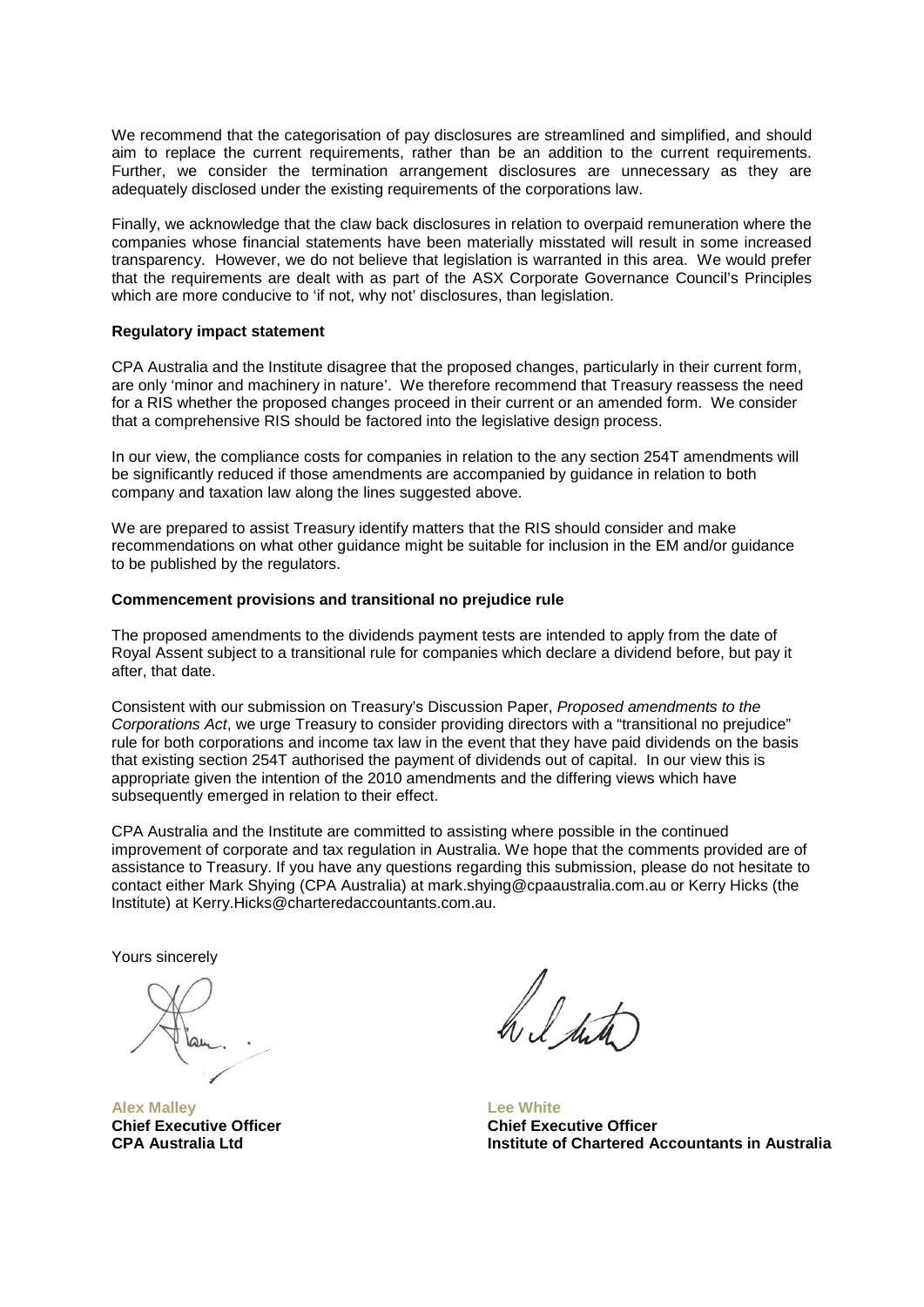We recommend that the categorisation of pay disclosures are streamlined and simplified, and should aim to replace the current requirements, rather than be an addition to the current requirements. Further, we consider the termination arrangement disclosures are unnecessary as they are adequately disclosed under the existing requirements of the corporations law.

Finally, we acknowledge that the claw back disclosures in relation to overpaid remuneration where the companies whose financial statements have been materially misstated will result in some increased transparency. However, we do not believe that legislation is warranted in this area. We would prefer that the requirements are dealt with as part of the ASX Corporate Governance Council's Principles which are more conducive to 'if not, why not' disclosures, than legislation.

**Regulatory impact statement**

CPA Australia and the Institute disagree that the proposed changes, particularly in their current form, are only 'minor and machinery in nature'. We therefore recommend that Treasury reassess the need for a RIS whether the proposed changes proceed in their current or an amended form. We consider that a comprehensive RIS should be factored into the legislative design process.

In our view, the compliance costs for companies in relation to the any section 254T amendments will be significantly reduced if those amendments are accompanied by guidance in relation to both company and taxation law along the lines suggested above.

We are prepared to assist Treasury identify matters that the RIS should consider and make recommendations on what other guidance might be suitable for inclusion in the EM and/or guidance to be published by the regulators.

**Commencement provisions and transitional no prejudice rule**

The proposed amendments to the dividends payment tests are intended to apply from the date of Royal Assent subject to a transitional rule for companies which declare a dividend before, but pay it after, that date.

Consistent with our submission on Treasury's Discussion Paper, *Proposed amendments to the Corporations Act*, we urge Treasury to consider providing directors with a "transitional no prejudice" rule for both corporations and income tax law in the event that they have paid dividends on the basis that existing section 254T authorised the payment of dividends out of capital. In our view this is appropriate given the intention of the 2010 amendments and the differing views which have subsequently emerged in relation to their effect.

CPA Australia and the Institute are committed to assisting where possible in the continued improvement of corporate and tax regulation in Australia. We hope that the comments provided are of assistance to Treasury. If you have any questions regarding this submission, please do not hesitate to contact either Mark Shying (CPA Australia) at mark.shying@cpaaustralia.com.au or Kerry Hicks (the Institute) at Kerry.Hicks@charteredaccountants.com.au.

Yours sincerely

**Alex Malley**
**Chief Executive Officer**
**CPA Australia Ltd**

**Lee White**
**Chief Executive Officer**
**Institute of Chartered Accountants in Australia**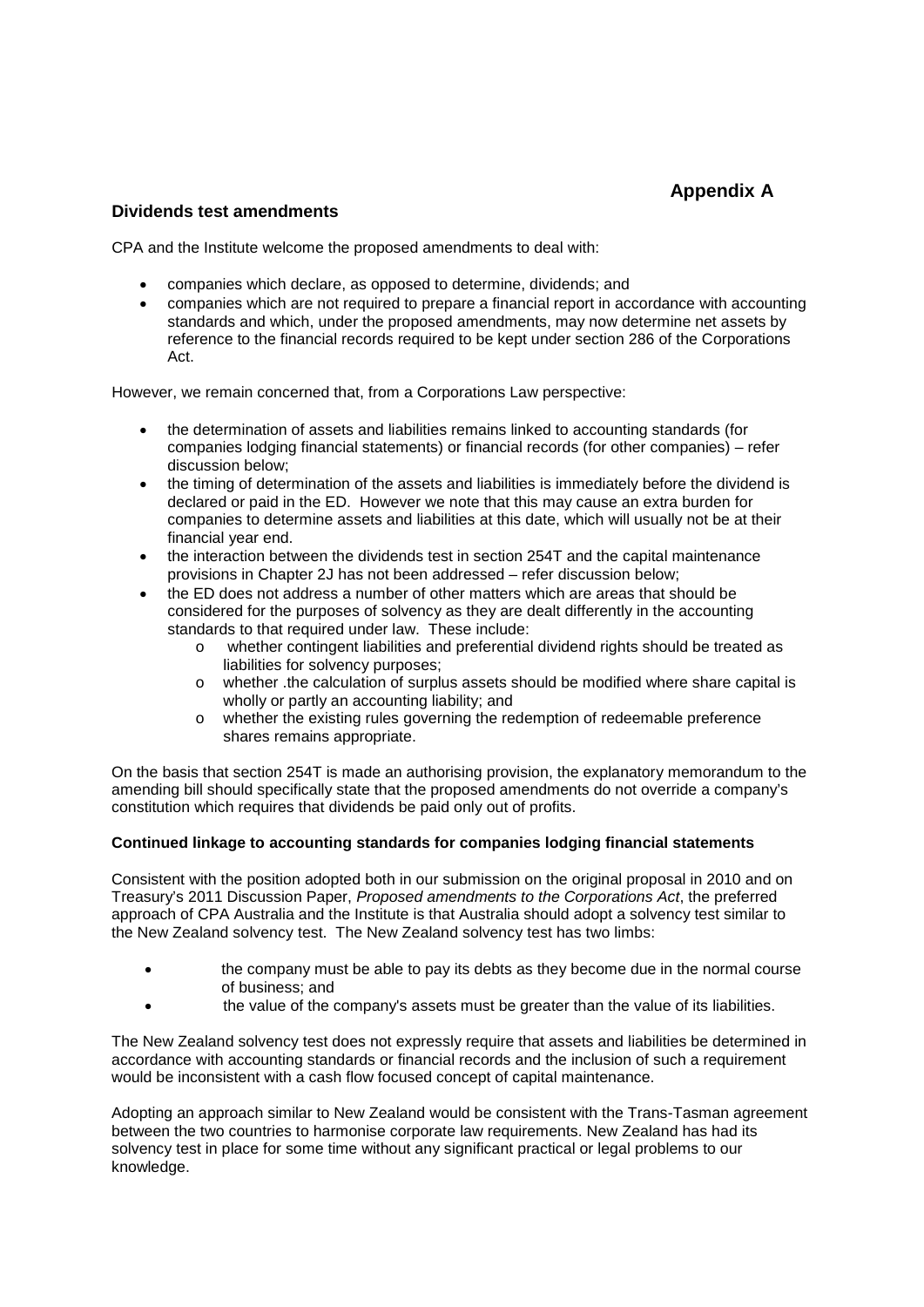# Appendix A

## Dividends test amendments

CPA and the Institute welcome the proposed amendments to deal with:

- companies which declare, as opposed to determine, dividends; and
- companies which are not required to prepare a financial report in accordance with accounting standards and which, under the proposed amendments, may now determine net assets by reference to the financial records required to be kept under section 286 of the Corporations Act.

However, we remain concerned that, from a Corporations Law perspective:

- the determination of assets and liabilities remains linked to accounting standards (for companies lodging financial statements) or financial records (for other companies) – refer discussion below;
- the timing of determination of the assets and liabilities is immediately before the dividend is declared or paid in the ED. However we note that this may cause an extra burden for companies to determine assets and liabilities at this date, which will usually not be at their financial year end.
- the interaction between the dividends test in section 254T and the capital maintenance provisions in Chapter 2J has not been addressed – refer discussion below;
- the ED does not address a number of other matters which are areas that should be considered for the purposes of solvency as they are dealt differently in the accounting standards to that required under law. These include:
  - whether contingent liabilities and preferential dividend rights should be treated as liabilities for solvency purposes;
  - whether .the calculation of surplus assets should be modified where share capital is wholly or partly an accounting liability; and
  - whether the existing rules governing the redemption of redeemable preference shares remains appropriate.

On the basis that section 254T is made an authorising provision, the explanatory memorandum to the amending bill should specifically state that the proposed amendments do not override a company's constitution which requires that dividends be paid only out of profits.

### Continued linkage to accounting standards for companies lodging financial statements

Consistent with the position adopted both in our submission on the original proposal in 2010 and on Treasury's 2011 Discussion Paper, *Proposed amendments to the Corporations Act*, the preferred approach of CPA Australia and the Institute is that Australia should adopt a solvency test similar to the New Zealand solvency test. The New Zealand solvency test has two limbs:

- the company must be able to pay its debts as they become due in the normal course of business; and
- the value of the company's assets must be greater than the value of its liabilities.

The New Zealand solvency test does not expressly require that assets and liabilities be determined in accordance with accounting standards or financial records and the inclusion of such a requirement would be inconsistent with a cash flow focused concept of capital maintenance.

Adopting an approach similar to New Zealand would be consistent with the Trans-Tasman agreement between the two countries to harmonise corporate law requirements. New Zealand has had its solvency test in place for some time without any significant practical or legal problems to our knowledge.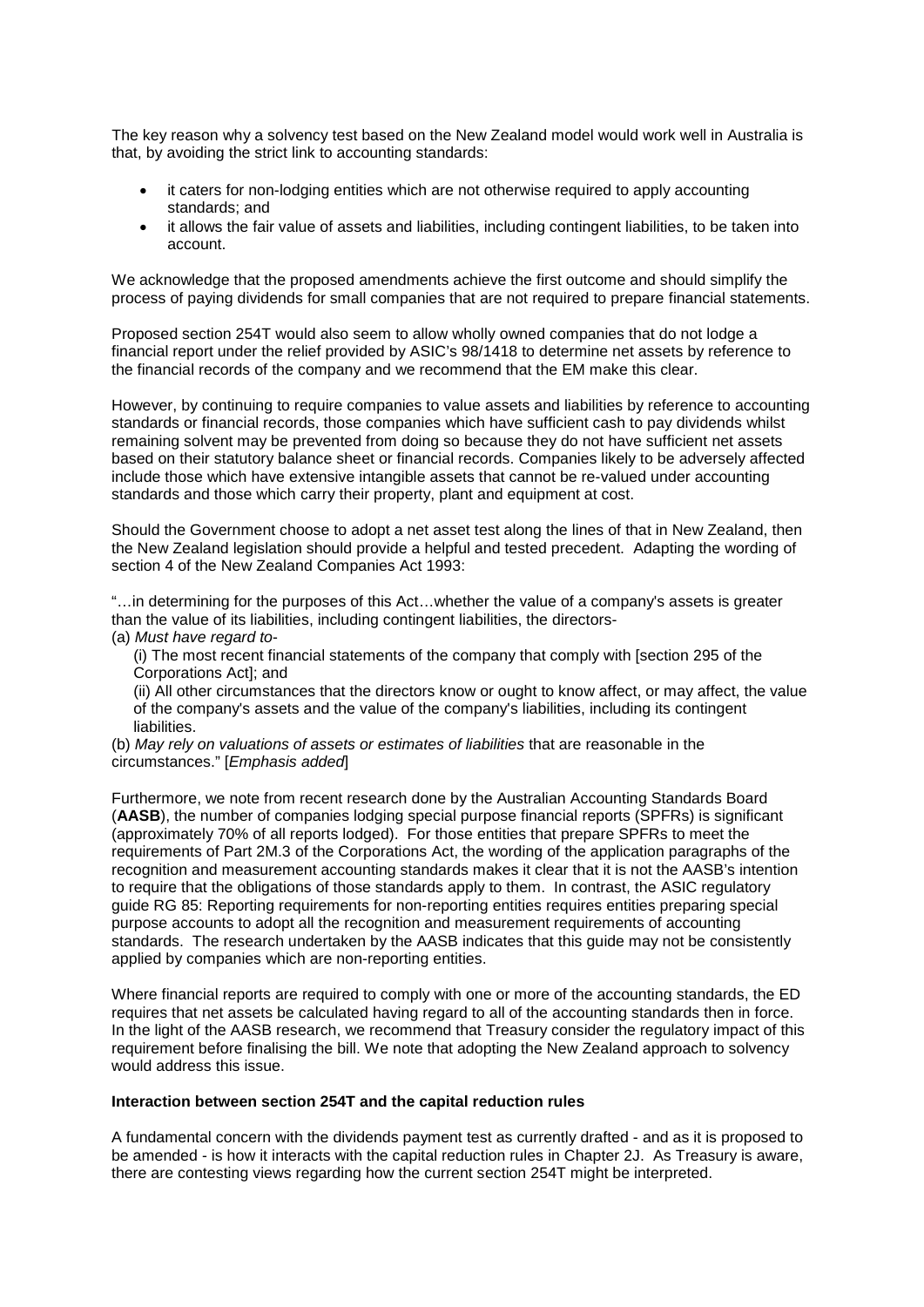The key reason why a solvency test based on the New Zealand model would work well in Australia is that, by avoiding the strict link to accounting standards:

- it caters for non-lodging entities which are not otherwise required to apply accounting standards; and
- it allows the fair value of assets and liabilities, including contingent liabilities, to be taken into account.

We acknowledge that the proposed amendments achieve the first outcome and should simplify the process of paying dividends for small companies that are not required to prepare financial statements.

Proposed section 254T would also seem to allow wholly owned companies that do not lodge a financial report under the relief provided by ASIC's 98/1418 to determine net assets by reference to the financial records of the company and we recommend that the EM make this clear.

However, by continuing to require companies to value assets and liabilities by reference to accounting standards or financial records, those companies which have sufficient cash to pay dividends whilst remaining solvent may be prevented from doing so because they do not have sufficient net assets based on their statutory balance sheet or financial records. Companies likely to be adversely affected include those which have extensive intangible assets that cannot be re-valued under accounting standards and those which carry their property, plant and equipment at cost.

Should the Government choose to adopt a net asset test along the lines of that in New Zealand, then the New Zealand legislation should provide a helpful and tested precedent. Adapting the wording of section 4 of the New Zealand Companies Act 1993:

"…in determining for the purposes of this Act…whether the value of a company's assets is greater than the value of its liabilities, including contingent liabilities, the directors-

(a) *Must have regard to*-

(i) The most recent financial statements of the company that comply with [section 295 of the Corporations Act]; and

(ii) All other circumstances that the directors know or ought to know affect, or may affect, the value of the company's assets and the value of the company's liabilities, including its contingent liabilities.

(b) *May rely on valuations of assets or estimates of liabilities* that are reasonable in the circumstances." [*Emphasis added*]

Furthermore, we note from recent research done by the Australian Accounting Standards Board (**AASB**), the number of companies lodging special purpose financial reports (SPFRs) is significant (approximately 70% of all reports lodged). For those entities that prepare SPFRs to meet the requirements of Part 2M.3 of the Corporations Act, the wording of the application paragraphs of the recognition and measurement accounting standards makes it clear that it is not the AASB's intention to require that the obligations of those standards apply to them. In contrast, the ASIC regulatory guide RG 85: Reporting requirements for non-reporting entities requires entities preparing special purpose accounts to adopt all the recognition and measurement requirements of accounting standards. The research undertaken by the AASB indicates that this guide may not be consistently applied by companies which are non-reporting entities.

Where financial reports are required to comply with one or more of the accounting standards, the ED requires that net assets be calculated having regard to all of the accounting standards then in force. In the light of the AASB research, we recommend that Treasury consider the regulatory impact of this requirement before finalising the bill. We note that adopting the New Zealand approach to solvency would address this issue.

**Interaction between section 254T and the capital reduction rules**

A fundamental concern with the dividends payment test as currently drafted - and as it is proposed to be amended - is how it interacts with the capital reduction rules in Chapter 2J. As Treasury is aware, there are contesting views regarding how the current section 254T might be interpreted.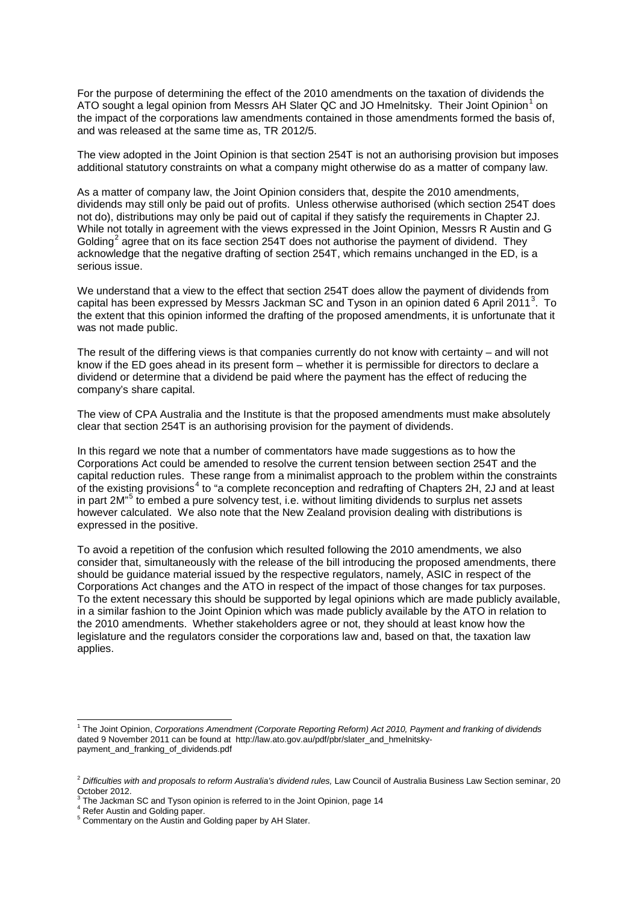For the purpose of determining the effect of the 2010 amendments on the taxation of dividends the ATO sought a legal opinion from Messrs AH Slater QC and JO Hmelnitsky. Their Joint Opinion[1] on the impact of the corporations law amendments contained in those amendments formed the basis of, and was released at the same time as, TR 2012/5.

The view adopted in the Joint Opinion is that section 254T is not an authorising provision but imposes additional statutory constraints on what a company might otherwise do as a matter of company law.

As a matter of company law, the Joint Opinion considers that, despite the 2010 amendments, dividends may still only be paid out of profits. Unless otherwise authorised (which section 254T does not do), distributions may only be paid out of capital if they satisfy the requirements in Chapter 2J. While not totally in agreement with the views expressed in the Joint Opinion, Messrs R Austin and G Golding[2] agree that on its face section 254T does not authorise the payment of dividend. They acknowledge that the negative drafting of section 254T, which remains unchanged in the ED, is a serious issue.

We understand that a view to the effect that section 254T does allow the payment of dividends from capital has been expressed by Messrs Jackman SC and Tyson in an opinion dated 6 April 2011[3]. To the extent that this opinion informed the drafting of the proposed amendments, it is unfortunate that it was not made public.

The result of the differing views is that companies currently do not know with certainty – and will not know if the ED goes ahead in its present form – whether it is permissible for directors to declare a dividend or determine that a dividend be paid where the payment has the effect of reducing the company's share capital.

The view of CPA Australia and the Institute is that the proposed amendments must make absolutely clear that section 254T is an authorising provision for the payment of dividends.

In this regard we note that a number of commentators have made suggestions as to how the Corporations Act could be amended to resolve the current tension between section 254T and the capital reduction rules. These range from a minimalist approach to the problem within the constraints of the existing provisions[4] to "a complete reconception and redrafting of Chapters 2H, 2J and at least in part 2M"[5] to embed a pure solvency test, i.e. without limiting dividends to surplus net assets however calculated. We also note that the New Zealand provision dealing with distributions is expressed in the positive.

To avoid a repetition of the confusion which resulted following the 2010 amendments, we also consider that, simultaneously with the release of the bill introducing the proposed amendments, there should be guidance material issued by the respective regulators, namely, ASIC in respect of the Corporations Act changes and the ATO in respect of the impact of those changes for tax purposes. To the extent necessary this should be supported by legal opinions which are made publicly available, in a similar fashion to the Joint Opinion which was made publicly available by the ATO in relation to the 2010 amendments. Whether stakeholders agree or not, they should at least know how the legislature and the regulators consider the corporations law and, based on that, the taxation law applies.

---

[1] The Joint Opinion, *Corporations Amendment (Corporate Reporting Reform) Act 2010, Payment and franking of dividends* dated 9 November 2011 can be found at http://law.ato.gov.au/pdf/pbr/slater_and_hmelnitsky-payment_and_franking_of_dividends.pdf

[2] *Difficulties with and proposals to reform Australia's dividend rules,* Law Council of Australia Business Law Section seminar, 20 October 2012.

[3] The Jackman SC and Tyson opinion is referred to in the Joint Opinion, page 14

[4] Refer Austin and Golding paper.

[5] Commentary on the Austin and Golding paper by AH Slater.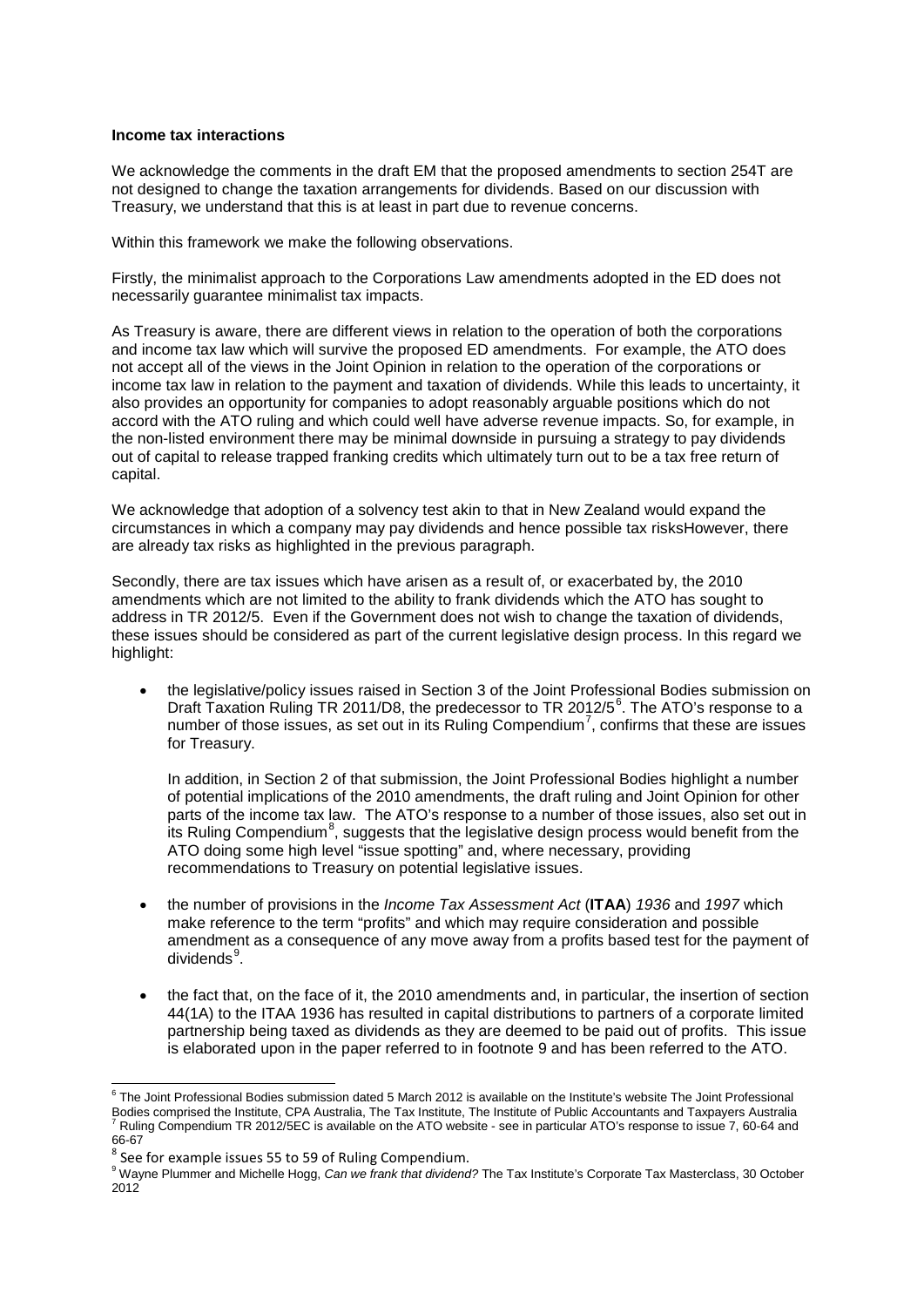**Income tax interactions**

We acknowledge the comments in the draft EM that the proposed amendments to section 254T are not designed to change the taxation arrangements for dividends. Based on our discussion with Treasury, we understand that this is at least in part due to revenue concerns.

Within this framework we make the following observations.

Firstly, the minimalist approach to the Corporations Law amendments adopted in the ED does not necessarily guarantee minimalist tax impacts.

As Treasury is aware, there are different views in relation to the operation of both the corporations and income tax law which will survive the proposed ED amendments. For example, the ATO does not accept all of the views in the Joint Opinion in relation to the operation of the corporations or income tax law in relation to the payment and taxation of dividends. While this leads to uncertainty, it also provides an opportunity for companies to adopt reasonably arguable positions which do not accord with the ATO ruling and which could well have adverse revenue impacts. So, for example, in the non-listed environment there may be minimal downside in pursuing a strategy to pay dividends out of capital to release trapped franking credits which ultimately turn out to be a tax free return of capital.

We acknowledge that adoption of a solvency test akin to that in New Zealand would expand the circumstances in which a company may pay dividends and hence possible tax risksHowever, there are already tax risks as highlighted in the previous paragraph.

Secondly, there are tax issues which have arisen as a result of, or exacerbated by, the 2010 amendments which are not limited to the ability to frank dividends which the ATO has sought to address in TR 2012/5. Even if the Government does not wish to change the taxation of dividends, these issues should be considered as part of the current legislative design process. In this regard we highlight:

- the legislative/policy issues raised in Section 3 of the Joint Professional Bodies submission on Draft Taxation Ruling TR 2011/D8, the predecessor to TR 2012/5[6]. The ATO's response to a number of those issues, as set out in its Ruling Compendium[7], confirms that these are issues for Treasury.

  In addition, in Section 2 of that submission, the Joint Professional Bodies highlight a number of potential implications of the 2010 amendments, the draft ruling and Joint Opinion for other parts of the income tax law. The ATO's response to a number of those issues, also set out in its Ruling Compendium[8], suggests that the legislative design process would benefit from the ATO doing some high level "issue spotting" and, where necessary, providing recommendations to Treasury on potential legislative issues.

- the number of provisions in the *Income Tax Assessment Act* (**ITAA**) *1936* and *1997* which make reference to the term "profits" and which may require consideration and possible amendment as a consequence of any move away from a profits based test for the payment of dividends[9].

- the fact that, on the face of it, the 2010 amendments and, in particular, the insertion of section 44(1A) to the ITAA 1936 has resulted in capital distributions to partners of a corporate limited partnership being taxed as dividends as they are deemed to be paid out of profits. This issue is elaborated upon in the paper referred to in footnote 9 and has been referred to the ATO.

---

[6] The Joint Professional Bodies submission dated 5 March 2012 is available on the Institute's website The Joint Professional Bodies comprised the Institute, CPA Australia, The Tax Institute, The Institute of Public Accountants and Taxpayers Australia

[7] Ruling Compendium TR 2012/5EC is available on the ATO website - see in particular ATO's response to issue 7, 60-64 and 66-67

[8] See for example issues 55 to 59 of Ruling Compendium.

[9] Wayne Plummer and Michelle Hogg, *Can we frank that dividend?* The Tax Institute's Corporate Tax Masterclass, 30 October 2012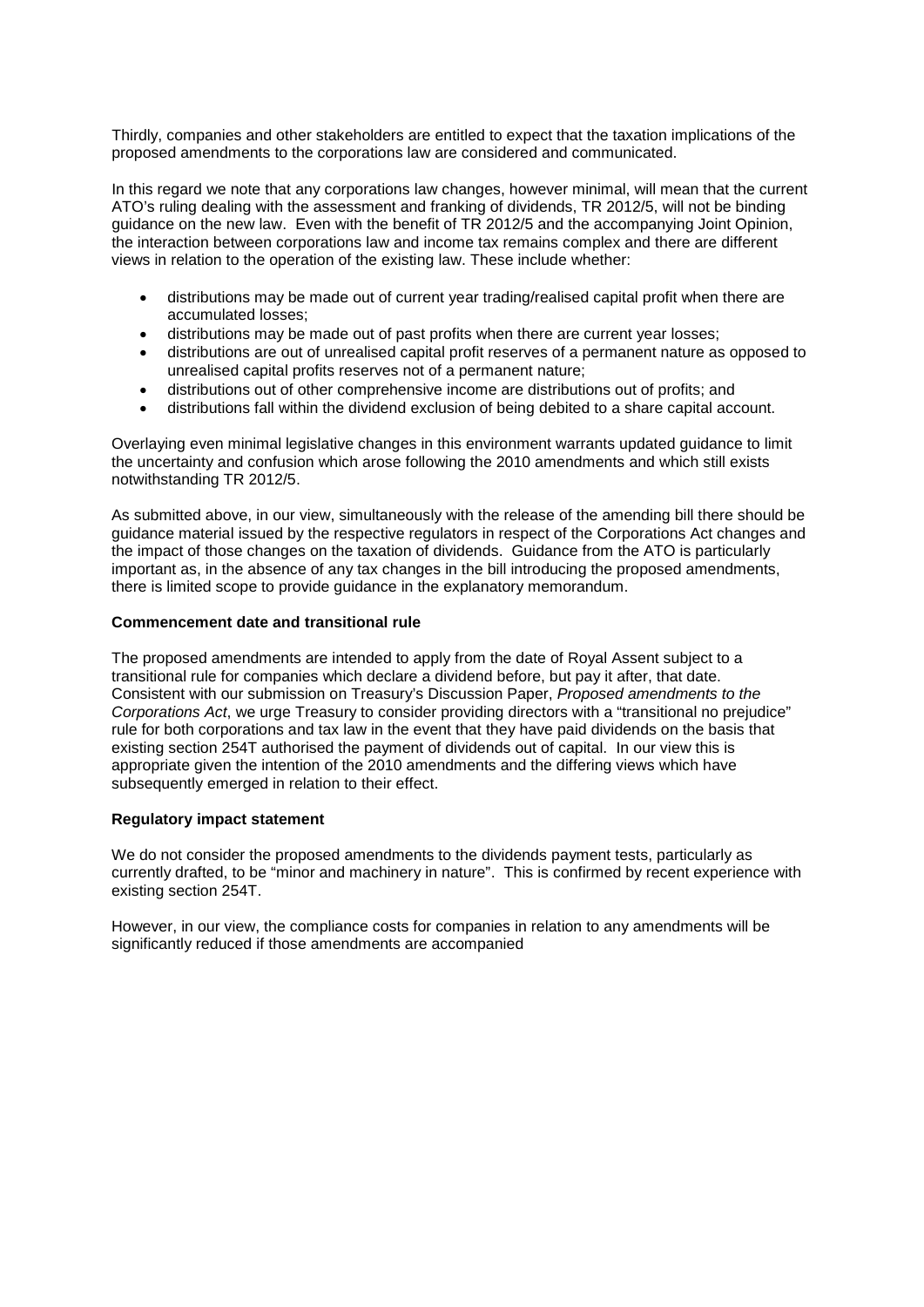Thirdly, companies and other stakeholders are entitled to expect that the taxation implications of the proposed amendments to the corporations law are considered and communicated.

In this regard we note that any corporations law changes, however minimal, will mean that the current ATO's ruling dealing with the assessment and franking of dividends, TR 2012/5, will not be binding guidance on the new law. Even with the benefit of TR 2012/5 and the accompanying Joint Opinion, the interaction between corporations law and income tax remains complex and there are different views in relation to the operation of the existing law. These include whether:

- distributions may be made out of current year trading/realised capital profit when there are accumulated losses;
- distributions may be made out of past profits when there are current year losses;
- distributions are out of unrealised capital profit reserves of a permanent nature as opposed to unrealised capital profits reserves not of a permanent nature;
- distributions out of other comprehensive income are distributions out of profits; and
- distributions fall within the dividend exclusion of being debited to a share capital account.

Overlaying even minimal legislative changes in this environment warrants updated guidance to limit the uncertainty and confusion which arose following the 2010 amendments and which still exists notwithstanding TR 2012/5.

As submitted above, in our view, simultaneously with the release of the amending bill there should be guidance material issued by the respective regulators in respect of the Corporations Act changes and the impact of those changes on the taxation of dividends. Guidance from the ATO is particularly important as, in the absence of any tax changes in the bill introducing the proposed amendments, there is limited scope to provide guidance in the explanatory memorandum.

**Commencement date and transitional rule**

The proposed amendments are intended to apply from the date of Royal Assent subject to a transitional rule for companies which declare a dividend before, but pay it after, that date. Consistent with our submission on Treasury's Discussion Paper, *Proposed amendments to the Corporations Act*, we urge Treasury to consider providing directors with a "transitional no prejudice" rule for both corporations and tax law in the event that they have paid dividends on the basis that existing section 254T authorised the payment of dividends out of capital. In our view this is appropriate given the intention of the 2010 amendments and the differing views which have subsequently emerged in relation to their effect.

**Regulatory impact statement**

We do not consider the proposed amendments to the dividends payment tests, particularly as currently drafted, to be "minor and machinery in nature". This is confirmed by recent experience with existing section 254T.

However, in our view, the compliance costs for companies in relation to any amendments will be significantly reduced if those amendments are accompanied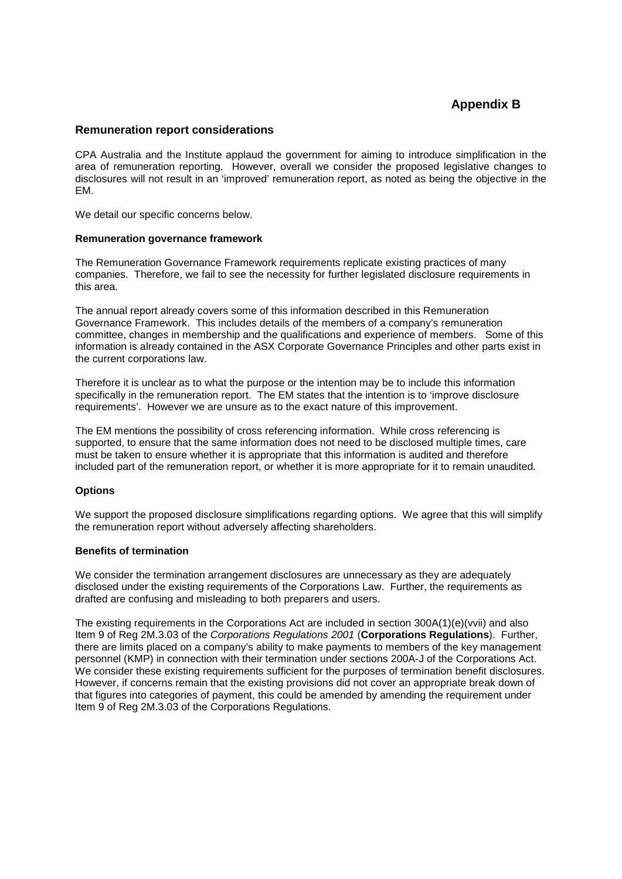# Appendix B

## Remuneration report considerations

CPA Australia and the Institute applaud the government for aiming to introduce simplification in the area of remuneration reporting. However, overall we consider the proposed legislative changes to disclosures will not result in an 'improved' remuneration report, as noted as being the objective in the EM.

We detail our specific concerns below.

### Remuneration governance framework

The Remuneration Governance Framework requirements replicate existing practices of many companies. Therefore, we fail to see the necessity for further legislated disclosure requirements in this area.

The annual report already covers some of this information described in this Remuneration Governance Framework. This includes details of the members of a company's remuneration committee, changes in membership and the qualifications and experience of members. Some of this information is already contained in the ASX Corporate Governance Principles and other parts exist in the current corporations law.

Therefore it is unclear as to what the purpose or the intention may be to include this information specifically in the remuneration report. The EM states that the intention is to 'improve disclosure requirements'. However we are unsure as to the exact nature of this improvement.

The EM mentions the possibility of cross referencing information. While cross referencing is supported, to ensure that the same information does not need to be disclosed multiple times, care must be taken to ensure whether it is appropriate that this information is audited and therefore included part of the remuneration report, or whether it is more appropriate for it to remain unaudited.

### Options

We support the proposed disclosure simplifications regarding options. We agree that this will simplify the remuneration report without adversely affecting shareholders.

### Benefits of termination

We consider the termination arrangement disclosures are unnecessary as they are adequately disclosed under the existing requirements of the Corporations Law. Further, the requirements as drafted are confusing and misleading to both preparers and users.

The existing requirements in the Corporations Act are included in section 300A(1)(e)(vvii) and also Item 9 of Reg 2M.3.03 of the *Corporations Regulations 2001* (**Corporations Regulations**). Further, there are limits placed on a company's ability to make payments to members of the key management personnel (KMP) in connection with their termination under sections 200A-J of the Corporations Act. We consider these existing requirements sufficient for the purposes of termination benefit disclosures. However, if concerns remain that the existing provisions did not cover an appropriate break down of that figures into categories of payment, this could be amended by amending the requirement under Item 9 of Reg 2M.3.03 of the Corporations Regulations.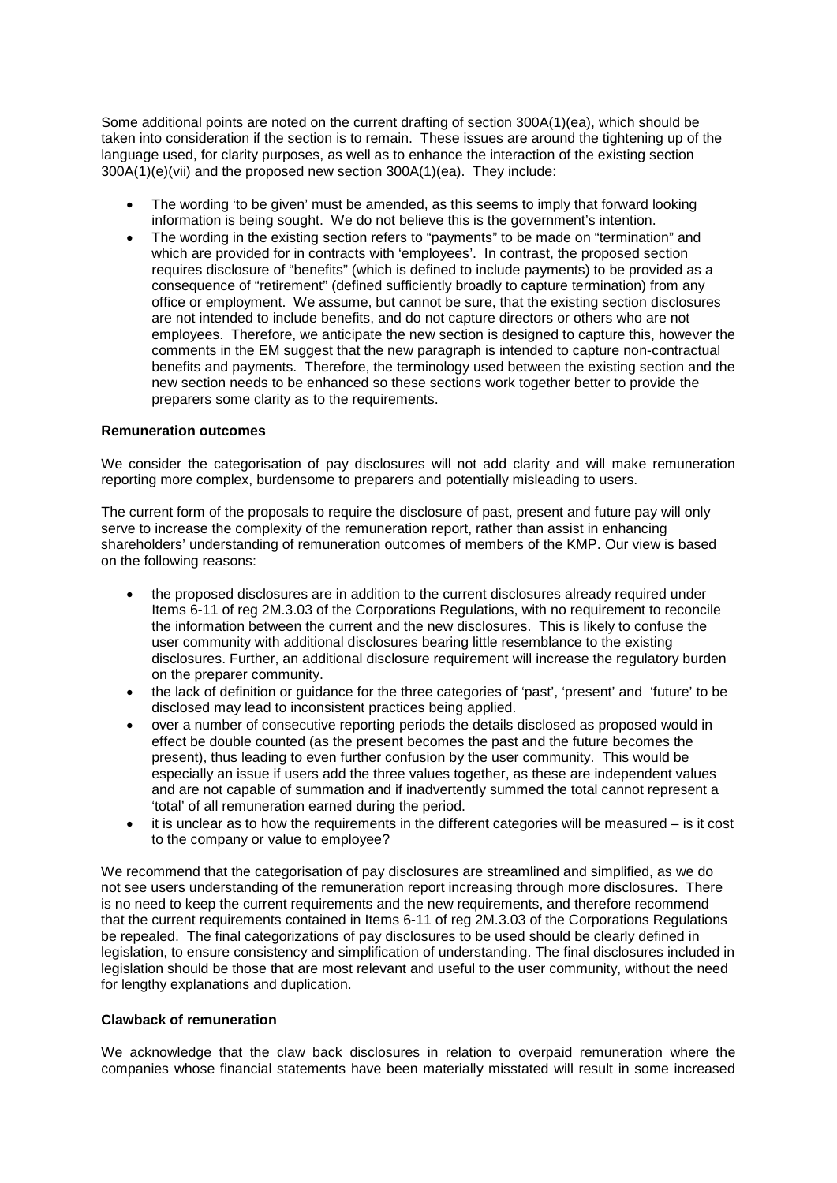Some additional points are noted on the current drafting of section 300A(1)(ea), which should be taken into consideration if the section is to remain. These issues are around the tightening up of the language used, for clarity purposes, as well as to enhance the interaction of the existing section 300A(1)(e)(vii) and the proposed new section 300A(1)(ea). They include:

- The wording 'to be given' must be amended, as this seems to imply that forward looking information is being sought. We do not believe this is the government's intention.
- The wording in the existing section refers to "payments" to be made on "termination" and which are provided for in contracts with 'employees'. In contrast, the proposed section requires disclosure of "benefits" (which is defined to include payments) to be provided as a consequence of "retirement" (defined sufficiently broadly to capture termination) from any office or employment. We assume, but cannot be sure, that the existing section disclosures are not intended to include benefits, and do not capture directors or others who are not employees. Therefore, we anticipate the new section is designed to capture this, however the comments in the EM suggest that the new paragraph is intended to capture non-contractual benefits and payments. Therefore, the terminology used between the existing section and the new section needs to be enhanced so these sections work together better to provide the preparers some clarity as to the requirements.

**Remuneration outcomes**

We consider the categorisation of pay disclosures will not add clarity and will make remuneration reporting more complex, burdensome to preparers and potentially misleading to users.

The current form of the proposals to require the disclosure of past, present and future pay will only serve to increase the complexity of the remuneration report, rather than assist in enhancing shareholders' understanding of remuneration outcomes of members of the KMP. Our view is based on the following reasons:

- the proposed disclosures are in addition to the current disclosures already required under Items 6-11 of reg 2M.3.03 of the Corporations Regulations, with no requirement to reconcile the information between the current and the new disclosures. This is likely to confuse the user community with additional disclosures bearing little resemblance to the existing disclosures. Further, an additional disclosure requirement will increase the regulatory burden on the preparer community.
- the lack of definition or guidance for the three categories of 'past', 'present' and 'future' to be disclosed may lead to inconsistent practices being applied.
- over a number of consecutive reporting periods the details disclosed as proposed would in effect be double counted (as the present becomes the past and the future becomes the present), thus leading to even further confusion by the user community. This would be especially an issue if users add the three values together, as these are independent values and are not capable of summation and if inadvertently summed the total cannot represent a 'total' of all remuneration earned during the period.
- it is unclear as to how the requirements in the different categories will be measured – is it cost to the company or value to employee?

We recommend that the categorisation of pay disclosures are streamlined and simplified, as we do not see users understanding of the remuneration report increasing through more disclosures. There is no need to keep the current requirements and the new requirements, and therefore recommend that the current requirements contained in Items 6-11 of reg 2M.3.03 of the Corporations Regulations be repealed. The final categorizations of pay disclosures to be used should be clearly defined in legislation, to ensure consistency and simplification of understanding. The final disclosures included in legislation should be those that are most relevant and useful to the user community, without the need for lengthy explanations and duplication.

**Clawback of remuneration**

We acknowledge that the claw back disclosures in relation to overpaid remuneration where the companies whose financial statements have been materially misstated will result in some increased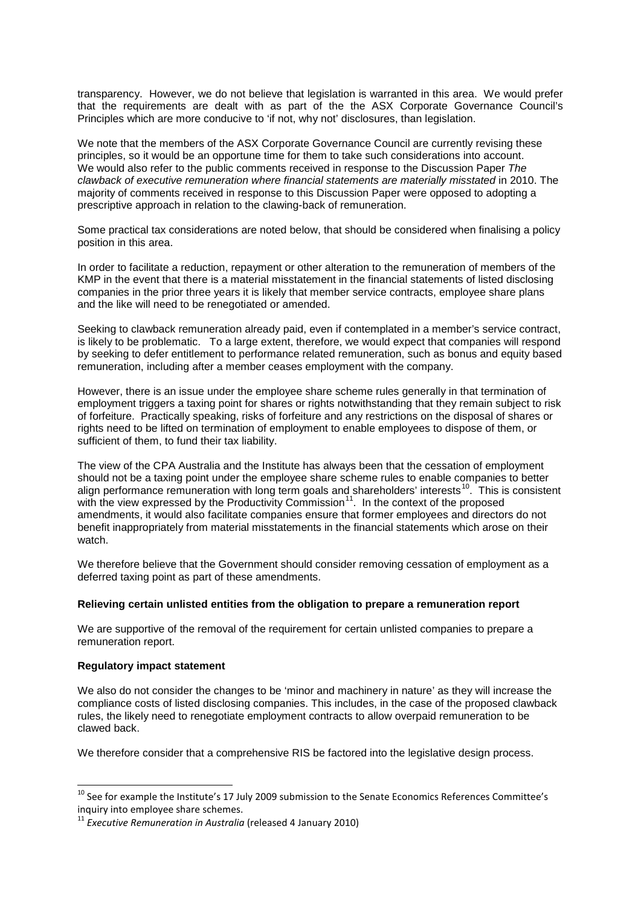transparency. However, we do not believe that legislation is warranted in this area. We would prefer that the requirements are dealt with as part of the the ASX Corporate Governance Council's Principles which are more conducive to 'if not, why not' disclosures, than legislation.

We note that the members of the ASX Corporate Governance Council are currently revising these principles, so it would be an opportune time for them to take such considerations into account. We would also refer to the public comments received in response to the Discussion Paper *The clawback of executive remuneration where financial statements are materially misstated* in 2010. The majority of comments received in response to this Discussion Paper were opposed to adopting a prescriptive approach in relation to the clawing-back of remuneration.

Some practical tax considerations are noted below, that should be considered when finalising a policy position in this area.

In order to facilitate a reduction, repayment or other alteration to the remuneration of members of the KMP in the event that there is a material misstatement in the financial statements of listed disclosing companies in the prior three years it is likely that member service contracts, employee share plans and the like will need to be renegotiated or amended.

Seeking to clawback remuneration already paid, even if contemplated in a member's service contract, is likely to be problematic. To a large extent, therefore, we would expect that companies will respond by seeking to defer entitlement to performance related remuneration, such as bonus and equity based remuneration, including after a member ceases employment with the company.

However, there is an issue under the employee share scheme rules generally in that termination of employment triggers a taxing point for shares or rights notwithstanding that they remain subject to risk of forfeiture. Practically speaking, risks of forfeiture and any restrictions on the disposal of shares or rights need to be lifted on termination of employment to enable employees to dispose of them, or sufficient of them, to fund their tax liability.

The view of the CPA Australia and the Institute has always been that the cessation of employment should not be a taxing point under the employee share scheme rules to enable companies to better align performance remuneration with long term goals and shareholders' interests[10]. This is consistent with the view expressed by the Productivity Commission[11]. In the context of the proposed amendments, it would also facilitate companies ensure that former employees and directors do not benefit inappropriately from material misstatements in the financial statements which arose on their watch.

We therefore believe that the Government should consider removing cessation of employment as a deferred taxing point as part of these amendments.

**Relieving certain unlisted entities from the obligation to prepare a remuneration report**

We are supportive of the removal of the requirement for certain unlisted companies to prepare a remuneration report.

**Regulatory impact statement**

We also do not consider the changes to be 'minor and machinery in nature' as they will increase the compliance costs of listed disclosing companies. This includes, in the case of the proposed clawback rules, the likely need to renegotiate employment contracts to allow overpaid remuneration to be clawed back.

We therefore consider that a comprehensive RIS be factored into the legislative design process.

---

[10] See for example the Institute's 17 July 2009 submission to the Senate Economics References Committee's inquiry into employee share schemes.

[11] *Executive Remuneration in Australia* (released 4 January 2010)